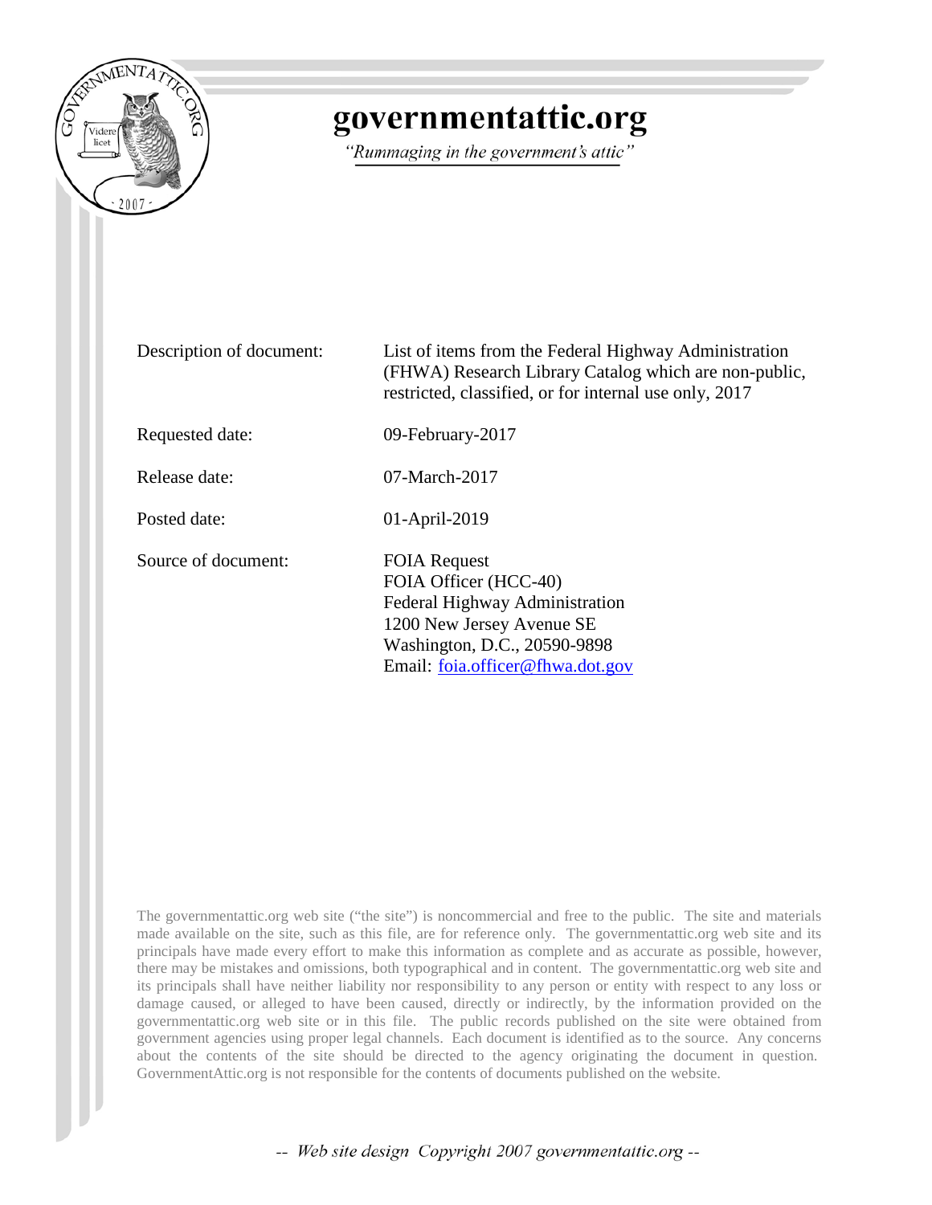# governmentattic.org

*"Rummaging in the government's attic"*

| | |
|---|---|
| Description of document: | List of items from the Federal Highway Administration (FHWA) Research Library Catalog which are non-public, restricted, classified, or for internal use only, 2017 |
| Requested date: | 09-February-2017 |
| Release date: | 07-March-2017 |
| Posted date: | 01-April-2019 |
| Source of document: | FOIA Request<br>FOIA Officer (HCC-40)<br>Federal Highway Administration<br>1200 New Jersey Avenue SE<br>Washington, D.C., 20590-9898<br>Email: foia.officer@fhwa.dot.gov |

The governmentattic.org web site ("the site") is noncommercial and free to the public. The site and materials made available on the site, such as this file, are for reference only. The governmentattic.org web site and its principals have made every effort to make this information as complete and as accurate as possible, however, there may be mistakes and omissions, both typographical and in content. The governmentattic.org web site and its principals shall have neither liability nor responsibility to any person or entity with respect to any loss or damage caused, or alleged to have been caused, directly or indirectly, by the information provided on the governmentattic.org web site or in this file. The public records published on the site were obtained from government agencies using proper legal channels. Each document is identified as to the source. Any concerns about the contents of the site should be directed to the agency originating the document in question. GovernmentAttic.org is not responsible for the contents of documents published on the website.

-- Web site design Copyright 2007 governmentattic.org --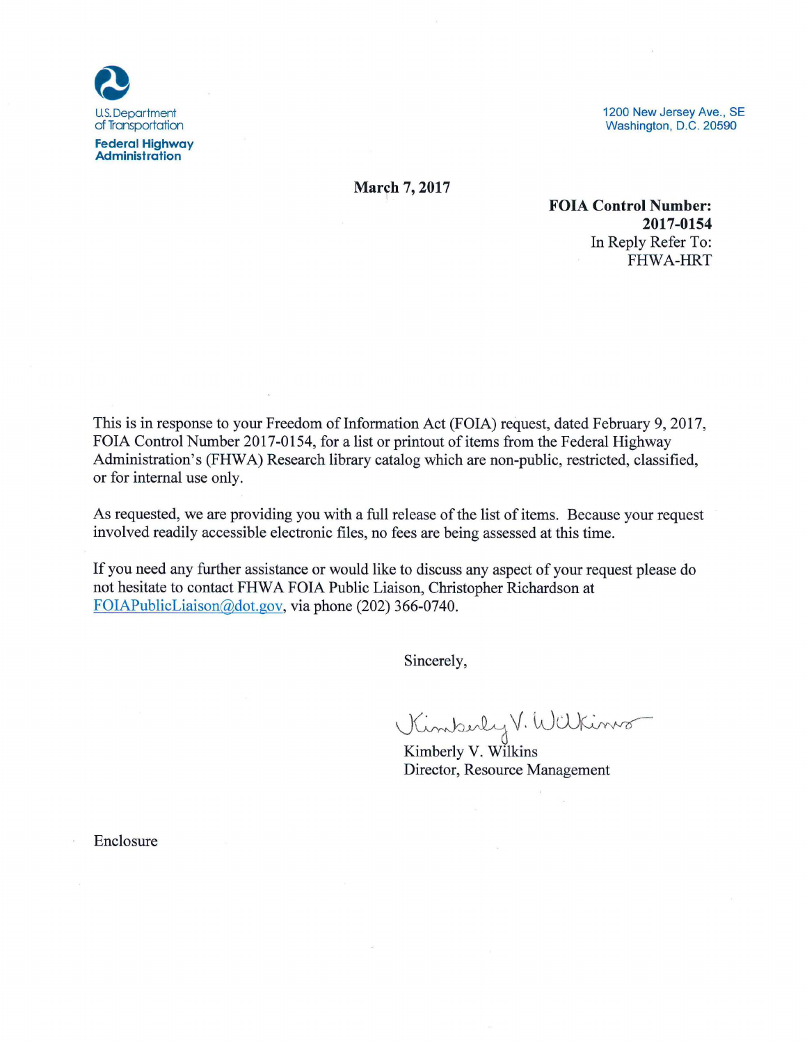U.S. Department of Transportation

**Federal Highway Administration**

1200 New Jersey Ave., SE
Washington, D.C. 20590

**March 7, 2017**

**FOIA Control Number: 2017-0154**
In Reply Refer To:
FHWA-HRT

This is in response to your Freedom of Information Act (FOIA) request, dated February 9, 2017, FOIA Control Number 2017-0154, for a list or printout of items from the Federal Highway Administration's (FHWA) Research library catalog which are non-public, restricted, classified, or for internal use only.

As requested, we are providing you with a full release of the list of items. Because your request involved readily accessible electronic files, no fees are being assessed at this time.

If you need any further assistance or would like to discuss any aspect of your request please do not hesitate to contact FHWA FOIA Public Liaison, Christopher Richardson at FOIAPublicLiaison@dot.gov, via phone (202) 366-0740.

Sincerely,

Kimberly V. Wilkins
Director, Resource Management

Enclosure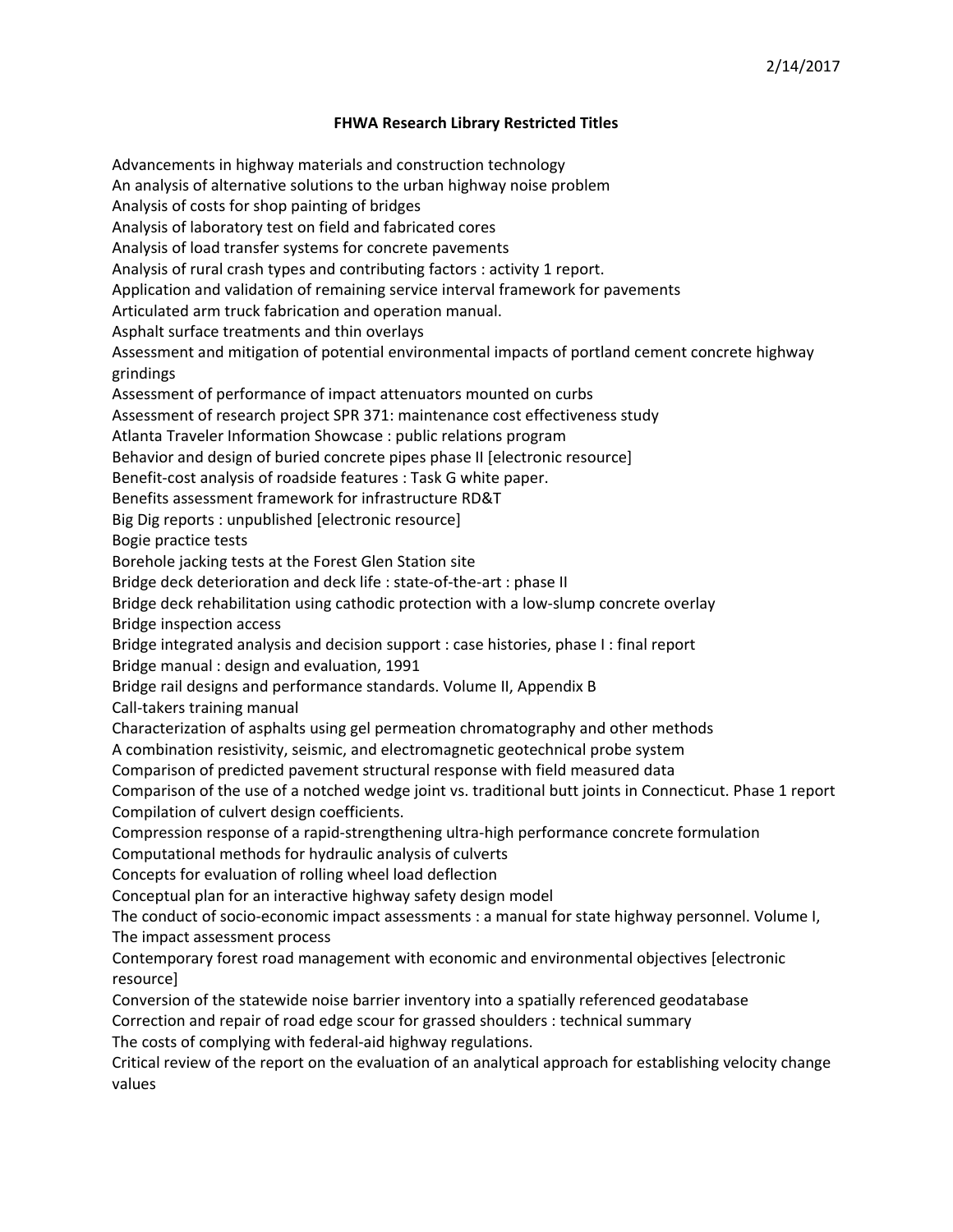2/14/2017

**FHWA Research Library Restricted Titles**

Advancements in highway materials and construction technology
An analysis of alternative solutions to the urban highway noise problem
Analysis of costs for shop painting of bridges
Analysis of laboratory test on field and fabricated cores
Analysis of load transfer systems for concrete pavements
Analysis of rural crash types and contributing factors : activity 1 report.
Application and validation of remaining service interval framework for pavements
Articulated arm truck fabrication and operation manual.
Asphalt surface treatments and thin overlays
Assessment and mitigation of potential environmental impacts of portland cement concrete highway grindings
Assessment of performance of impact attenuators mounted on curbs
Assessment of research project SPR 371: maintenance cost effectiveness study
Atlanta Traveler Information Showcase : public relations program
Behavior and design of buried concrete pipes phase II [electronic resource]
Benefit-cost analysis of roadside features : Task G white paper.
Benefits assessment framework for infrastructure RD&T
Big Dig reports : unpublished [electronic resource]
Bogie practice tests
Borehole jacking tests at the Forest Glen Station site
Bridge deck deterioration and deck life : state-of-the-art : phase II
Bridge deck rehabilitation using cathodic protection with a low-slump concrete overlay
Bridge inspection access
Bridge integrated analysis and decision support : case histories, phase I : final report
Bridge manual : design and evaluation, 1991
Bridge rail designs and performance standards. Volume II, Appendix B
Call-takers training manual
Characterization of asphalts using gel permeation chromatography and other methods
A combination resistivity, seismic, and electromagnetic geotechnical probe system
Comparison of predicted pavement structural response with field measured data
Comparison of the use of a notched wedge joint vs. traditional butt joints in Connecticut. Phase 1 report
Compilation of culvert design coefficients.
Compression response of a rapid-strengthening ultra-high performance concrete formulation
Computational methods for hydraulic analysis of culverts
Concepts for evaluation of rolling wheel load deflection
Conceptual plan for an interactive highway safety design model
The conduct of socio-economic impact assessments : a manual for state highway personnel. Volume I, The impact assessment process
Contemporary forest road management with economic and environmental objectives [electronic resource]
Conversion of the statewide noise barrier inventory into a spatially referenced geodatabase
Correction and repair of road edge scour for grassed shoulders : technical summary
The costs of complying with federal-aid highway regulations.
Critical review of the report on the evaluation of an analytical approach for establishing velocity change values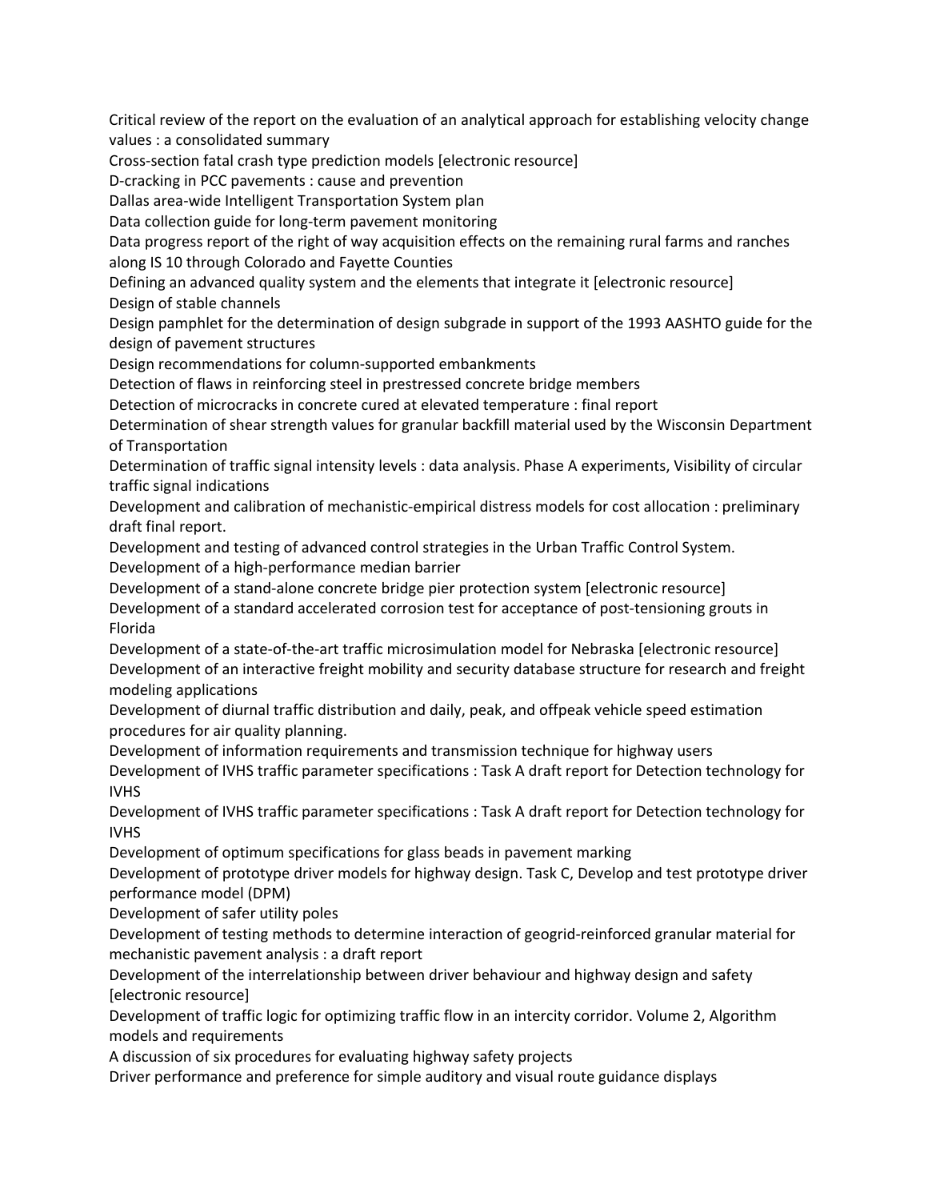Critical review of the report on the evaluation of an analytical approach for establishing velocity change values : a consolidated summary

Cross-section fatal crash type prediction models [electronic resource]

D-cracking in PCC pavements : cause and prevention

Dallas area-wide Intelligent Transportation System plan

Data collection guide for long-term pavement monitoring

Data progress report of the right of way acquisition effects on the remaining rural farms and ranches along IS 10 through Colorado and Fayette Counties

Defining an advanced quality system and the elements that integrate it [electronic resource]

Design of stable channels

Design pamphlet for the determination of design subgrade in support of the 1993 AASHTO guide for the design of pavement structures

Design recommendations for column-supported embankments

Detection of flaws in reinforcing steel in prestressed concrete bridge members

Detection of microcracks in concrete cured at elevated temperature : final report

Determination of shear strength values for granular backfill material used by the Wisconsin Department of Transportation

Determination of traffic signal intensity levels : data analysis. Phase A experiments, Visibility of circular traffic signal indications

Development and calibration of mechanistic-empirical distress models for cost allocation : preliminary draft final report.

Development and testing of advanced control strategies in the Urban Traffic Control System.

Development of a high-performance median barrier

Development of a stand-alone concrete bridge pier protection system [electronic resource]

Development of a standard accelerated corrosion test for acceptance of post-tensioning grouts in Florida

Development of a state-of-the-art traffic microsimulation model for Nebraska [electronic resource]

Development of an interactive freight mobility and security database structure for research and freight modeling applications

Development of diurnal traffic distribution and daily, peak, and offpeak vehicle speed estimation procedures for air quality planning.

Development of information requirements and transmission technique for highway users

Development of IVHS traffic parameter specifications : Task A draft report for Detection technology for IVHS

Development of IVHS traffic parameter specifications : Task A draft report for Detection technology for IVHS

Development of optimum specifications for glass beads in pavement marking

Development of prototype driver models for highway design. Task C, Develop and test prototype driver performance model (DPM)

Development of safer utility poles

Development of testing methods to determine interaction of geogrid-reinforced granular material for mechanistic pavement analysis : a draft report

Development of the interrelationship between driver behaviour and highway design and safety [electronic resource]

Development of traffic logic for optimizing traffic flow in an intercity corridor. Volume 2, Algorithm models and requirements

A discussion of six procedures for evaluating highway safety projects

Driver performance and preference for simple auditory and visual route guidance displays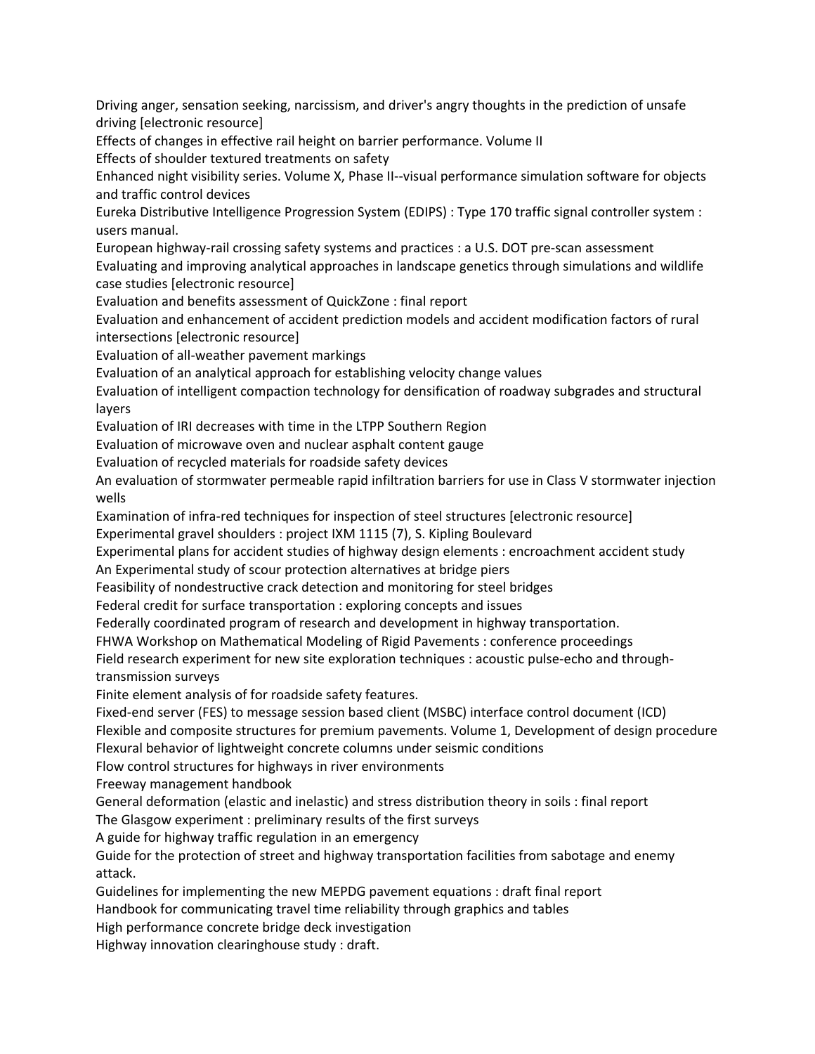Driving anger, sensation seeking, narcissism, and driver's angry thoughts in the prediction of unsafe driving [electronic resource]

Effects of changes in effective rail height on barrier performance. Volume II

Effects of shoulder textured treatments on safety

Enhanced night visibility series. Volume X, Phase II--visual performance simulation software for objects and traffic control devices

Eureka Distributive Intelligence Progression System (EDIPS) : Type 170 traffic signal controller system : users manual.

European highway-rail crossing safety systems and practices : a U.S. DOT pre-scan assessment

Evaluating and improving analytical approaches in landscape genetics through simulations and wildlife case studies [electronic resource]

Evaluation and benefits assessment of QuickZone : final report

Evaluation and enhancement of accident prediction models and accident modification factors of rural intersections [electronic resource]

Evaluation of all-weather pavement markings

Evaluation of an analytical approach for establishing velocity change values

Evaluation of intelligent compaction technology for densification of roadway subgrades and structural layers

Evaluation of IRI decreases with time in the LTPP Southern Region

Evaluation of microwave oven and nuclear asphalt content gauge

Evaluation of recycled materials for roadside safety devices

An evaluation of stormwater permeable rapid infiltration barriers for use in Class V stormwater injection wells

Examination of infra-red techniques for inspection of steel structures [electronic resource]

Experimental gravel shoulders : project IXM 1115 (7), S. Kipling Boulevard

Experimental plans for accident studies of highway design elements : encroachment accident study

An Experimental study of scour protection alternatives at bridge piers

Feasibility of nondestructive crack detection and monitoring for steel bridges

Federal credit for surface transportation : exploring concepts and issues

Federally coordinated program of research and development in highway transportation.

FHWA Workshop on Mathematical Modeling of Rigid Pavements : conference proceedings

Field research experiment for new site exploration techniques : acoustic pulse-echo and through-transmission surveys

Finite element analysis of for roadside safety features.

Fixed-end server (FES) to message session based client (MSBC) interface control document (ICD)

Flexible and composite structures for premium pavements. Volume 1, Development of design procedure

Flexural behavior of lightweight concrete columns under seismic conditions

Flow control structures for highways in river environments

Freeway management handbook

General deformation (elastic and inelastic) and stress distribution theory in soils : final report

The Glasgow experiment : preliminary results of the first surveys

A guide for highway traffic regulation in an emergency

Guide for the protection of street and highway transportation facilities from sabotage and enemy attack.

Guidelines for implementing the new MEPDG pavement equations : draft final report

Handbook for communicating travel time reliability through graphics and tables

High performance concrete bridge deck investigation

Highway innovation clearinghouse study : draft.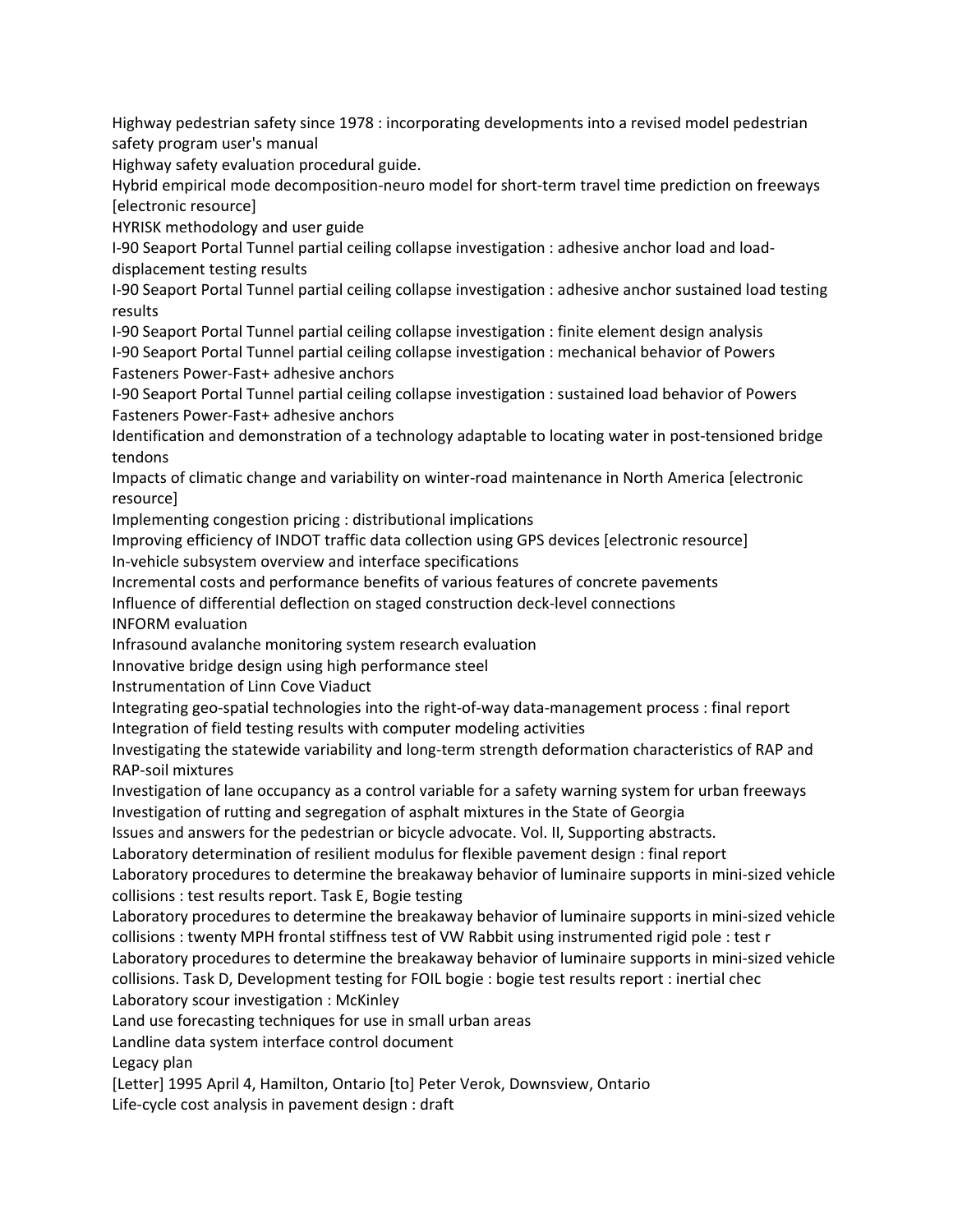Highway pedestrian safety since 1978 : incorporating developments into a revised model pedestrian safety program user's manual

Highway safety evaluation procedural guide.

Hybrid empirical mode decomposition-neuro model for short-term travel time prediction on freeways [electronic resource]

HYRISK methodology and user guide

I-90 Seaport Portal Tunnel partial ceiling collapse investigation : adhesive anchor load and load-displacement testing results

I-90 Seaport Portal Tunnel partial ceiling collapse investigation : adhesive anchor sustained load testing results

I-90 Seaport Portal Tunnel partial ceiling collapse investigation : finite element design analysis

I-90 Seaport Portal Tunnel partial ceiling collapse investigation : mechanical behavior of Powers Fasteners Power-Fast+ adhesive anchors

I-90 Seaport Portal Tunnel partial ceiling collapse investigation : sustained load behavior of Powers Fasteners Power-Fast+ adhesive anchors

Identification and demonstration of a technology adaptable to locating water in post-tensioned bridge tendons

Impacts of climatic change and variability on winter-road maintenance in North America [electronic resource]

Implementing congestion pricing : distributional implications

Improving efficiency of INDOT traffic data collection using GPS devices [electronic resource]

In-vehicle subsystem overview and interface specifications

Incremental costs and performance benefits of various features of concrete pavements

Influence of differential deflection on staged construction deck-level connections

INFORM evaluation

Infrasound avalanche monitoring system research evaluation

Innovative bridge design using high performance steel

Instrumentation of Linn Cove Viaduct

Integrating geo-spatial technologies into the right-of-way data-management process : final report

Integration of field testing results with computer modeling activities

Investigating the statewide variability and long-term strength deformation characteristics of RAP and RAP-soil mixtures

Investigation of lane occupancy as a control variable for a safety warning system for urban freeways

Investigation of rutting and segregation of asphalt mixtures in the State of Georgia

Issues and answers for the pedestrian or bicycle advocate. Vol. II, Supporting abstracts.

Laboratory determination of resilient modulus for flexible pavement design : final report

Laboratory procedures to determine the breakaway behavior of luminaire supports in mini-sized vehicle collisions : test results report. Task E, Bogie testing

Laboratory procedures to determine the breakaway behavior of luminaire supports in mini-sized vehicle collisions : twenty MPH frontal stiffness test of VW Rabbit using instrumented rigid pole : test r

Laboratory procedures to determine the breakaway behavior of luminaire supports in mini-sized vehicle collisions. Task D, Development testing for FOIL bogie : bogie test results report : inertial chec

Laboratory scour investigation : McKinley

Land use forecasting techniques for use in small urban areas

Landline data system interface control document

Legacy plan

[Letter] 1995 April 4, Hamilton, Ontario [to] Peter Verok, Downsview, Ontario

Life-cycle cost analysis in pavement design : draft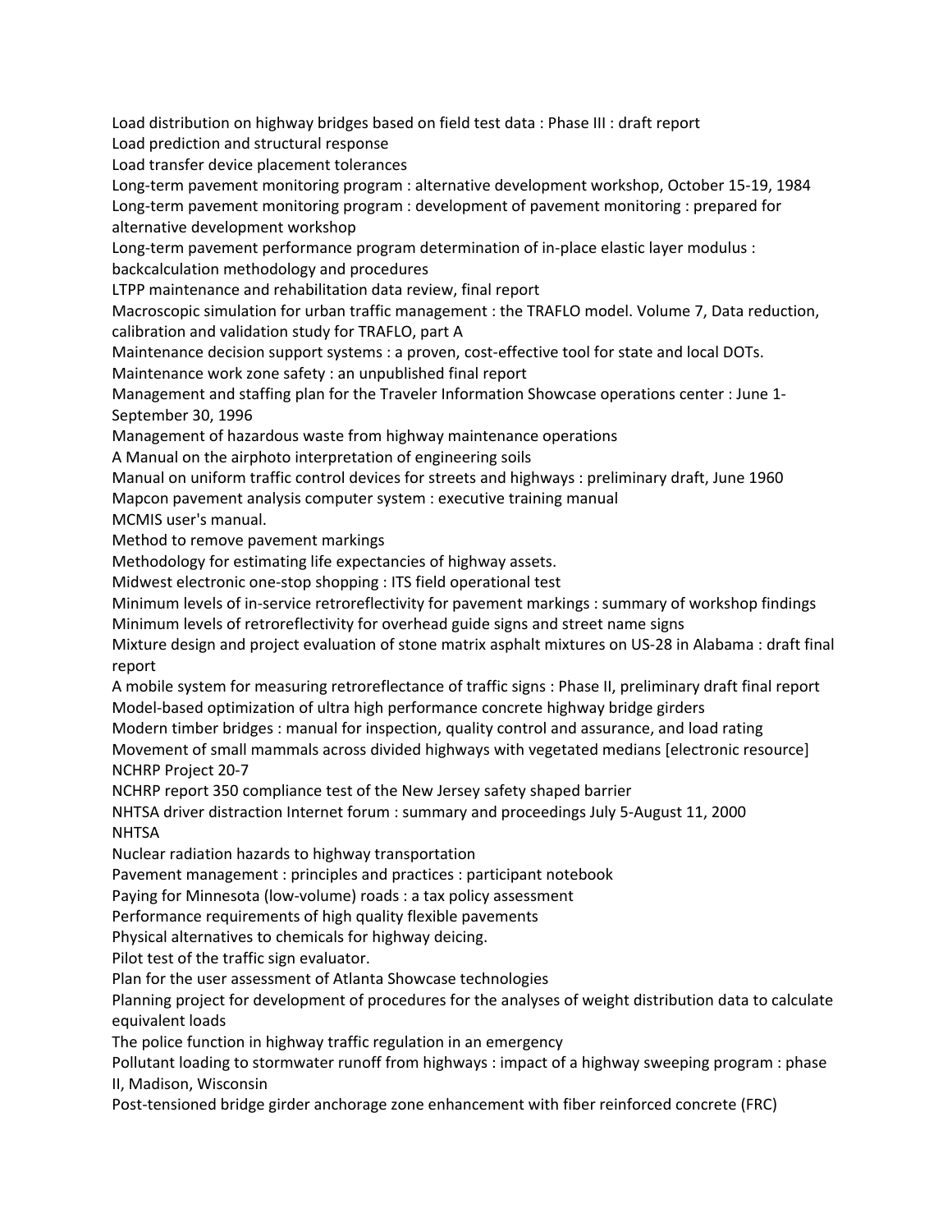Load distribution on highway bridges based on field test data : Phase III : draft report
Load prediction and structural response
Load transfer device placement tolerances
Long-term pavement monitoring program : alternative development workshop, October 15-19, 1984
Long-term pavement monitoring program : development of pavement monitoring : prepared for alternative development workshop
Long-term pavement performance program determination of in-place elastic layer modulus : backcalculation methodology and procedures
LTPP maintenance and rehabilitation data review, final report
Macroscopic simulation for urban traffic management : the TRAFLO model. Volume 7, Data reduction, calibration and validation study for TRAFLO, part A
Maintenance decision support systems : a proven, cost-effective tool for state and local DOTs.
Maintenance work zone safety : an unpublished final report
Management and staffing plan for the Traveler Information Showcase operations center : June 1-September 30, 1996
Management of hazardous waste from highway maintenance operations
A Manual on the airphoto interpretation of engineering soils
Manual on uniform traffic control devices for streets and highways : preliminary draft, June 1960
Mapcon pavement analysis computer system : executive training manual
MCMIS user's manual.
Method to remove pavement markings
Methodology for estimating life expectancies of highway assets.
Midwest electronic one-stop shopping : ITS field operational test
Minimum levels of in-service retroreflectivity for pavement markings : summary of workshop findings
Minimum levels of retroreflectivity for overhead guide signs and street name signs
Mixture design and project evaluation of stone matrix asphalt mixtures on US-28 in Alabama : draft final report
A mobile system for measuring retroreflectance of traffic signs : Phase II, preliminary draft final report
Model-based optimization of ultra high performance concrete highway bridge girders
Modern timber bridges : manual for inspection, quality control and assurance, and load rating
Movement of small mammals across divided highways with vegetated medians [electronic resource]
NCHRP Project 20-7
NCHRP report 350 compliance test of the New Jersey safety shaped barrier
NHTSA driver distraction Internet forum : summary and proceedings July 5-August 11, 2000
NHTSA
Nuclear radiation hazards to highway transportation
Pavement management : principles and practices : participant notebook
Paying for Minnesota (low-volume) roads : a tax policy assessment
Performance requirements of high quality flexible pavements
Physical alternatives to chemicals for highway deicing.
Pilot test of the traffic sign evaluator.
Plan for the user assessment of Atlanta Showcase technologies
Planning project for development of procedures for the analyses of weight distribution data to calculate equivalent loads
The police function in highway traffic regulation in an emergency
Pollutant loading to stormwater runoff from highways : impact of a highway sweeping program : phase II, Madison, Wisconsin
Post-tensioned bridge girder anchorage zone enhancement with fiber reinforced concrete (FRC)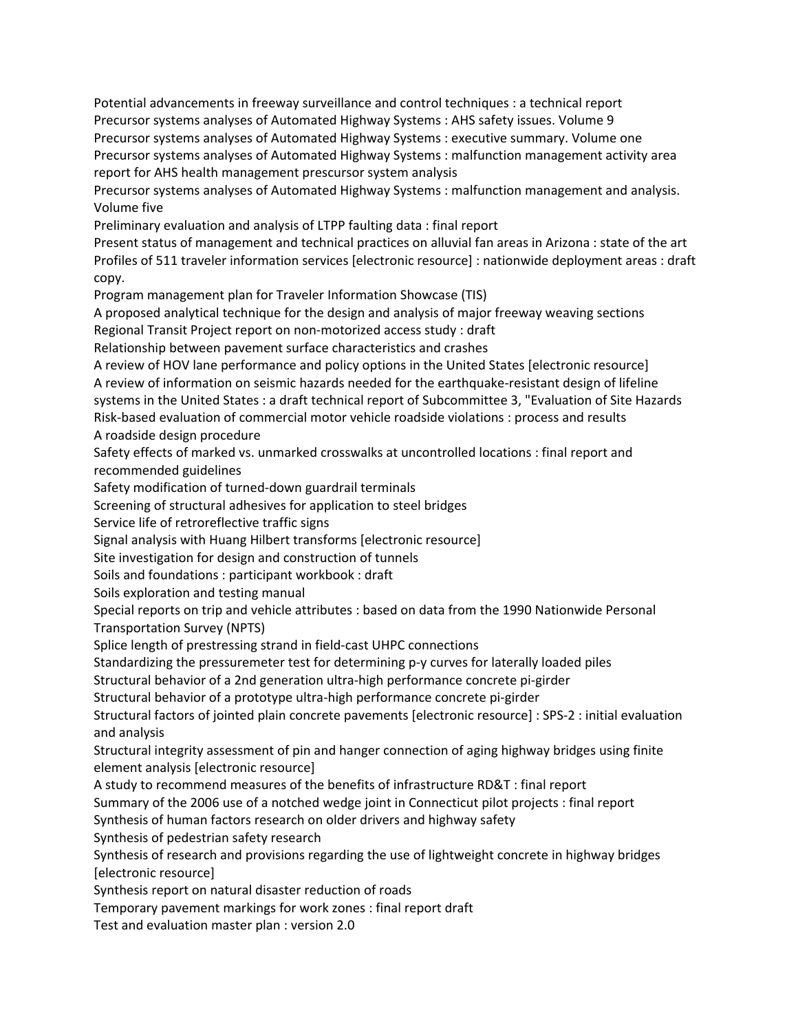Potential advancements in freeway surveillance and control techniques : a technical report
Precursor systems analyses of Automated Highway Systems : AHS safety issues. Volume 9
Precursor systems analyses of Automated Highway Systems : executive summary. Volume one
Precursor systems analyses of Automated Highway Systems : malfunction management activity area report for AHS health management prescursor system analysis
Precursor systems analyses of Automated Highway Systems : malfunction management and analysis. Volume five
Preliminary evaluation and analysis of LTPP faulting data : final report
Present status of management and technical practices on alluvial fan areas in Arizona : state of the art
Profiles of 511 traveler information services [electronic resource] : nationwide deployment areas : draft copy.
Program management plan for Traveler Information Showcase (TIS)
A proposed analytical technique for the design and analysis of major freeway weaving sections
Regional Transit Project report on non-motorized access study : draft
Relationship between pavement surface characteristics and crashes
A review of HOV lane performance and policy options in the United States [electronic resource]
A review of information on seismic hazards needed for the earthquake-resistant design of lifeline systems in the United States : a draft technical report of Subcommittee 3, "Evaluation of Site Hazards
Risk-based evaluation of commercial motor vehicle roadside violations : process and results
A roadside design procedure
Safety effects of marked vs. unmarked crosswalks at uncontrolled locations : final report and recommended guidelines
Safety modification of turned-down guardrail terminals
Screening of structural adhesives for application to steel bridges
Service life of retroreflective traffic signs
Signal analysis with Huang Hilbert transforms [electronic resource]
Site investigation for design and construction of tunnels
Soils and foundations : participant workbook : draft
Soils exploration and testing manual
Special reports on trip and vehicle attributes : based on data from the 1990 Nationwide Personal Transportation Survey (NPTS)
Splice length of prestressing strand in field-cast UHPC connections
Standardizing the pressuremeter test for determining p-y curves for laterally loaded piles
Structural behavior of a 2nd generation ultra-high performance concrete pi-girder
Structural behavior of a prototype ultra-high performance concrete pi-girder
Structural factors of jointed plain concrete pavements [electronic resource] : SPS-2 : initial evaluation and analysis
Structural integrity assessment of pin and hanger connection of aging highway bridges using finite element analysis [electronic resource]
A study to recommend measures of the benefits of infrastructure RD&T : final report
Summary of the 2006 use of a notched wedge joint in Connecticut pilot projects : final report
Synthesis of human factors research on older drivers and highway safety
Synthesis of pedestrian safety research
Synthesis of research and provisions regarding the use of lightweight concrete in highway bridges [electronic resource]
Synthesis report on natural disaster reduction of roads
Temporary pavement markings for work zones : final report draft
Test and evaluation master plan : version 2.0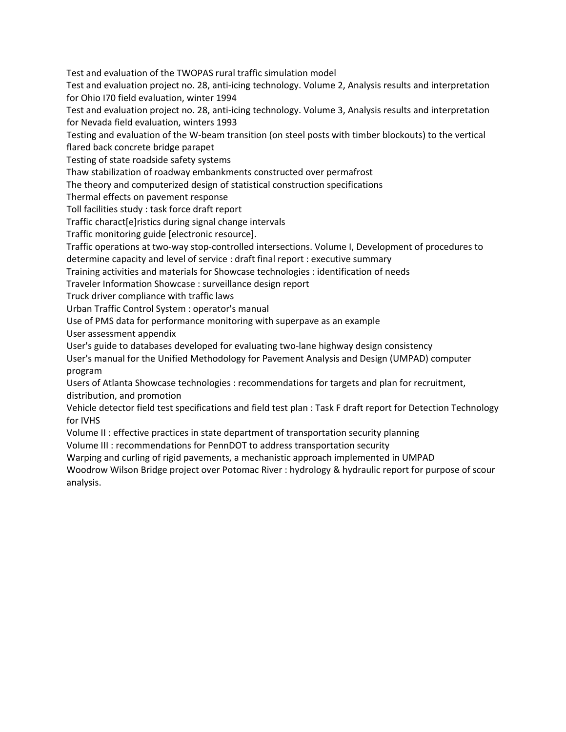Test and evaluation of the TWOPAS rural traffic simulation model

Test and evaluation project no. 28, anti-icing technology. Volume 2, Analysis results and interpretation for Ohio I70 field evaluation, winter 1994

Test and evaluation project no. 28, anti-icing technology. Volume 3, Analysis results and interpretation for Nevada field evaluation, winters 1993

Testing and evaluation of the W-beam transition (on steel posts with timber blockouts) to the vertical flared back concrete bridge parapet

Testing of state roadside safety systems

Thaw stabilization of roadway embankments constructed over permafrost

The theory and computerized design of statistical construction specifications

Thermal effects on pavement response

Toll facilities study : task force draft report

Traffic charact[e]ristics during signal change intervals

Traffic monitoring guide [electronic resource].

Traffic operations at two-way stop-controlled intersections. Volume I, Development of procedures to determine capacity and level of service : draft final report : executive summary

Training activities and materials for Showcase technologies : identification of needs

Traveler Information Showcase : surveillance design report

Truck driver compliance with traffic laws

Urban Traffic Control System : operator's manual

Use of PMS data for performance monitoring with superpave as an example

User assessment appendix

User's guide to databases developed for evaluating two-lane highway design consistency

User's manual for the Unified Methodology for Pavement Analysis and Design (UMPAD) computer program

Users of Atlanta Showcase technologies : recommendations for targets and plan for recruitment, distribution, and promotion

Vehicle detector field test specifications and field test plan : Task F draft report for Detection Technology for IVHS

Volume II : effective practices in state department of transportation security planning

Volume III : recommendations for PennDOT to address transportation security

Warping and curling of rigid pavements, a mechanistic approach implemented in UMPAD

Woodrow Wilson Bridge project over Potomac River : hydrology & hydraulic report for purpose of scour analysis.